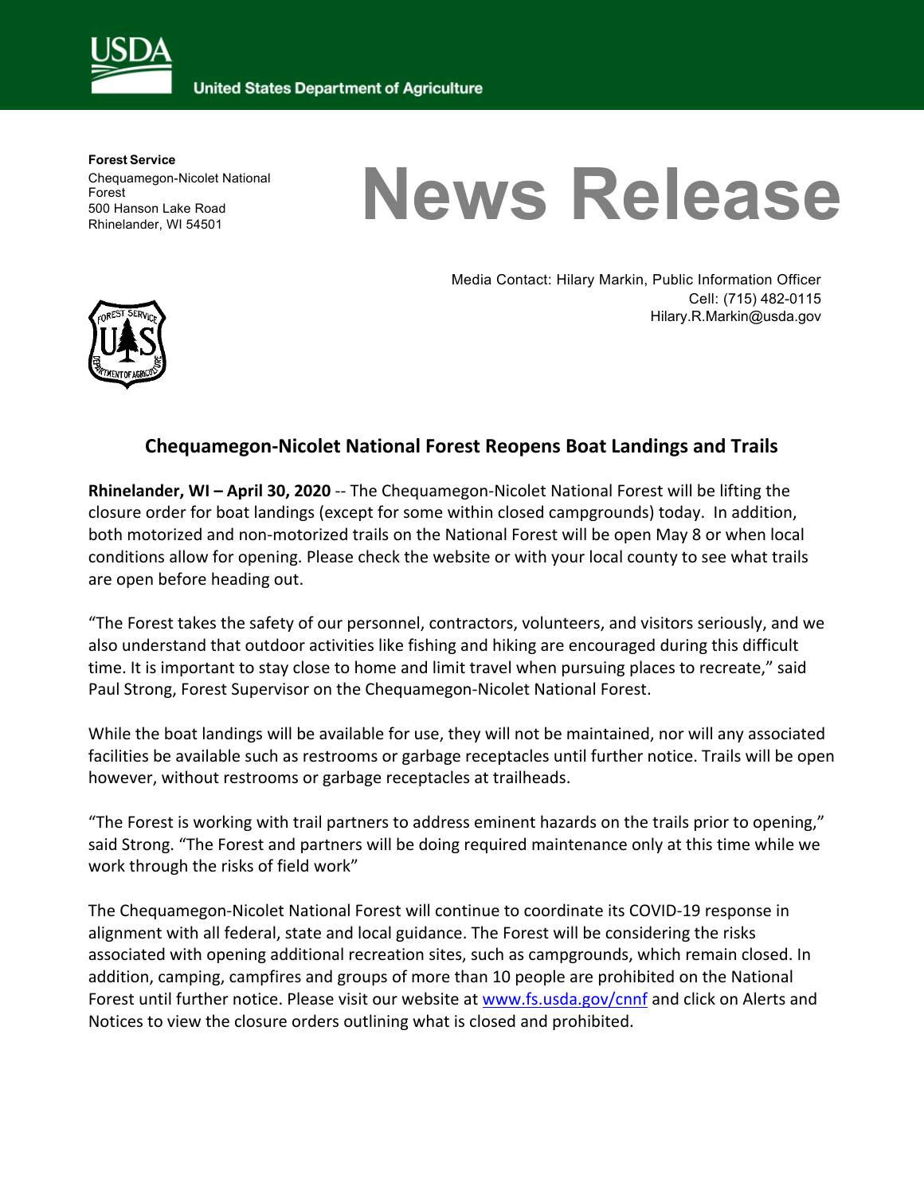United States Department of Agriculture

**Forest Service**
Chequamegon-Nicolet National Forest
500 Hanson Lake Road
Rhinelander, WI 54501

# News Release

Media Contact: Hilary Markin, Public Information Officer
Cell: (715) 482-0115
Hilary.R.Markin@usda.gov

## Chequamegon-Nicolet National Forest Reopens Boat Landings and Trails

**Rhinelander, WI – April 30, 2020** -- The Chequamegon-Nicolet National Forest will be lifting the closure order for boat landings (except for some within closed campgrounds) today. In addition, both motorized and non-motorized trails on the National Forest will be open May 8 or when local conditions allow for opening. Please check the website or with your local county to see what trails are open before heading out.

"The Forest takes the safety of our personnel, contractors, volunteers, and visitors seriously, and we also understand that outdoor activities like fishing and hiking are encouraged during this difficult time. It is important to stay close to home and limit travel when pursuing places to recreate," said Paul Strong, Forest Supervisor on the Chequamegon-Nicolet National Forest.

While the boat landings will be available for use, they will not be maintained, nor will any associated facilities be available such as restrooms or garbage receptacles until further notice. Trails will be open however, without restrooms or garbage receptacles at trailheads.

"The Forest is working with trail partners to address eminent hazards on the trails prior to opening," said Strong. "The Forest and partners will be doing required maintenance only at this time while we work through the risks of field work"

The Chequamegon-Nicolet National Forest will continue to coordinate its COVID-19 response in alignment with all federal, state and local guidance. The Forest will be considering the risks associated with opening additional recreation sites, such as campgrounds, which remain closed. In addition, camping, campfires and groups of more than 10 people are prohibited on the National Forest until further notice. Please visit our website at [www.fs.usda.gov/cnnf](http://www.fs.usda.gov/cnnf) and click on Alerts and Notices to view the closure orders outlining what is closed and prohibited.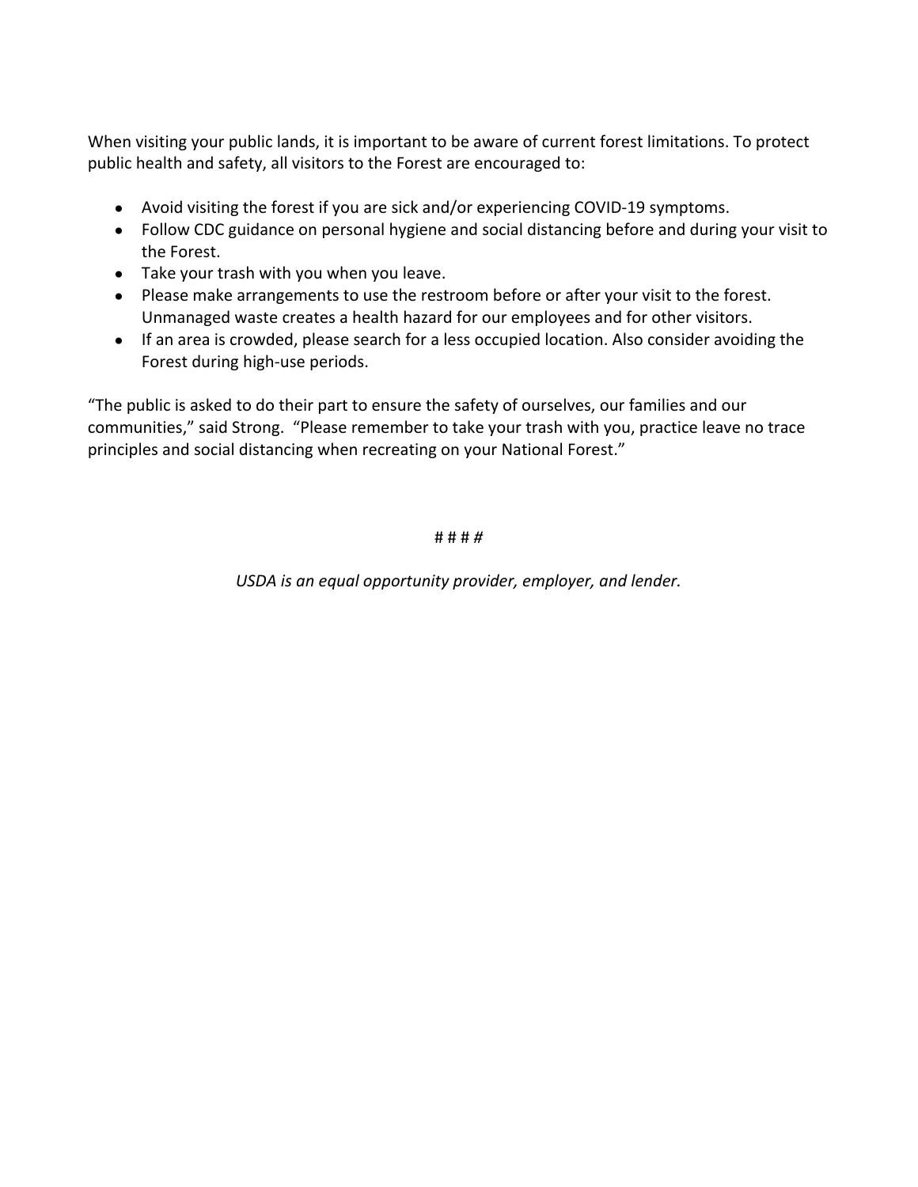When visiting your public lands, it is important to be aware of current forest limitations. To protect public health and safety, all visitors to the Forest are encouraged to:

- Avoid visiting the forest if you are sick and/or experiencing COVID-19 symptoms.
- Follow CDC guidance on personal hygiene and social distancing before and during your visit to the Forest.
- Take your trash with you when you leave.
- Please make arrangements to use the restroom before or after your visit to the forest. Unmanaged waste creates a health hazard for our employees and for other visitors.
- If an area is crowded, please search for a less occupied location. Also consider avoiding the Forest during high-use periods.

“The public is asked to do their part to ensure the safety of ourselves, our families and our communities,” said Strong. “Please remember to take your trash with you, practice leave no trace principles and social distancing when recreating on your National Forest.”

# # # #

*USDA is an equal opportunity provider, employer, and lender.*